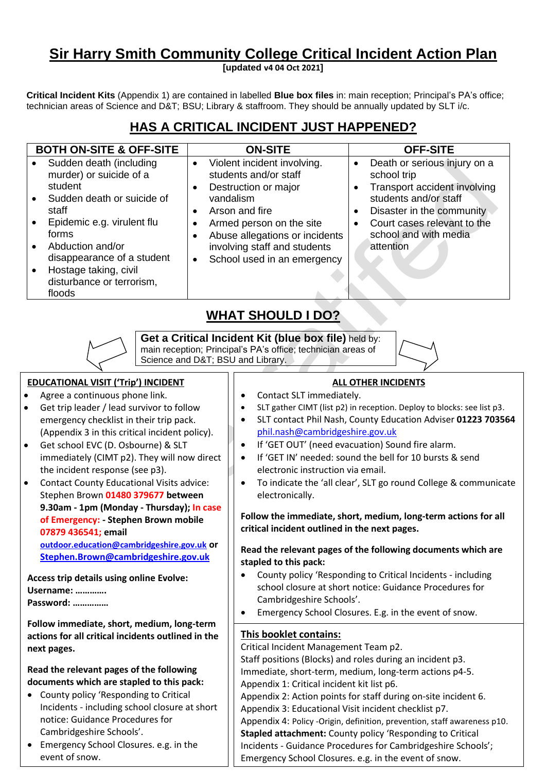# Sir Harry Smith Community College Critical Incident Action Plan

**[updated v4 04 Oct 2021]**

**Critical Incident Kits** (Appendix 1) are contained in labelled **Blue box files** in: main reception; Principal's PA's office; technician areas of Science and D&T; BSU; Library & staffroom. They should be annually updated by SLT i/c.

## HAS A CRITICAL INCIDENT JUST HAPPENED?

| BOTH ON-SITE & OFF-SITE | ON-SITE | OFF-SITE |
|---|---|---|
| • Sudden death (including murder) or suicide of a student<br>• Sudden death or suicide of staff<br>• Epidemic e.g. virulent flu forms<br>• Abduction and/or disappearance of a student<br>• Hostage taking, civil disturbance or terrorism, floods | • Violent incident involving. students and/or staff<br>• Destruction or major vandalism<br>• Arson and fire<br>• Armed person on the site<br>• Abuse allegations or incidents involving staff and students<br>• School used in an emergency | • Death or serious injury on a school trip<br>• Transport accident involving students and/or staff<br>• Disaster in the community<br>• Court cases relevant to the school and with media attention |

## WHAT SHOULD I DO?

**Get a Critical Incident Kit (blue box file)** held by: main reception; Principal's PA's office; technician areas of Science and D&T; BSU and Library.

### EDUCATIONAL VISIT ('Trip') INCIDENT

- Agree a continuous phone link.
- Get trip leader / lead survivor to follow emergency checklist in their trip pack. (Appendix 3 in this critical incident policy).
- Get school EVC (D. Osbourne) & SLT immediately (CIMT p2). They will now direct the incident response (see p3).
- Contact County Educational Visits advice: Stephen Brown **01480 379677 between 9.30am - 1pm (Monday - Thursday); In case of Emergency: - Stephen Brown mobile 07879 436541; email outdoor.education@cambridgeshire.gov.uk or Stephen.Brown@cambridgeshire.gov.uk**

**Access trip details using online Evolve:**
**Username: ………….**
**Password: ……………**

**Follow immediate, short, medium, long-term actions for all critical incidents outlined in the next pages.**

**Read the relevant pages of the following documents which are stapled to this pack:**

- County policy 'Responding to Critical Incidents - including school closure at short notice: Guidance Procedures for Cambridgeshire Schools'.
- Emergency School Closures. e.g. in the event of snow.

### ALL OTHER INCIDENTS

- Contact SLT immediately.
- SLT gather CIMT (list p2) in reception. Deploy to blocks: see list p3.
- SLT contact Phil Nash, County Education Adviser **01223 703564** phil.nash@cambridgeshire.gov.uk
- If 'GET OUT' (need evacuation) Sound fire alarm.
- If 'GET IN' needed: sound the bell for 10 bursts & send electronic instruction via email.
- To indicate the 'all clear', SLT go round College & communicate electronically.

**Follow the immediate, short, medium, long-term actions for all critical incident outlined in the next pages.**

**Read the relevant pages of the following documents which are stapled to this pack:**

- County policy 'Responding to Critical Incidents - including school closure at short notice: Guidance Procedures for Cambridgeshire Schools'.
- Emergency School Closures. E.g. in the event of snow.

### This booklet contains:

Critical Incident Management Team p2.
Staff positions (Blocks) and roles during an incident p3.
Immediate, short-term, medium, long-term actions p4-5.
Appendix 1: Critical incident kit list p6.
Appendix 2: Action points for staff during on-site incident 6.
Appendix 3: Educational Visit incident checklist p7.
Appendix 4: Policy -Origin, definition, prevention, staff awareness p10.
**Stapled attachment:** County policy 'Responding to Critical Incidents - Guidance Procedures for Cambridgeshire Schools'; Emergency School Closures. e.g. in the event of snow.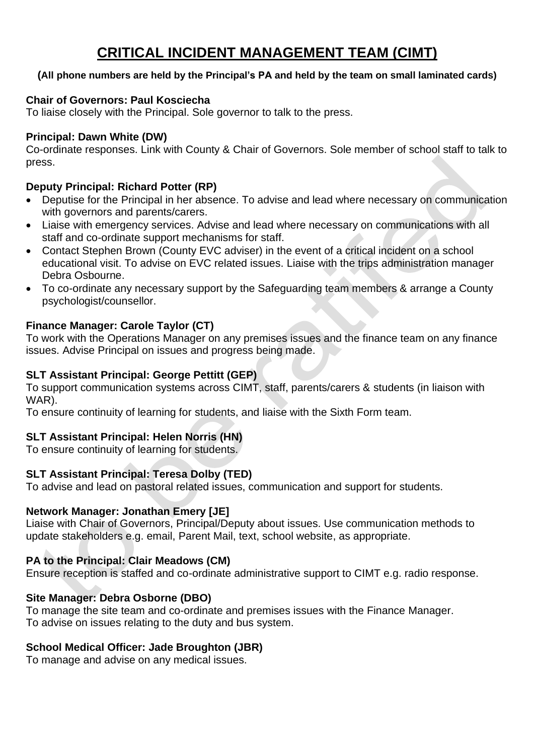# CRITICAL INCIDENT MANAGEMENT TEAM (CIMT)

**(All phone numbers are held by the Principal's PA and held by the team on small laminated cards)**

**Chair of Governors: Paul Kosciecha**
To liaise closely with the Principal. Sole governor to talk to the press.

**Principal: Dawn White (DW)**
Co-ordinate responses. Link with County & Chair of Governors. Sole member of school staff to talk to press.

**Deputy Principal: Richard Potter (RP)**

- Deputise for the Principal in her absence. To advise and lead where necessary on communication with governors and parents/carers.
- Liaise with emergency services. Advise and lead where necessary on communications with all staff and co-ordinate support mechanisms for staff.
- Contact Stephen Brown (County EVC adviser) in the event of a critical incident on a school educational visit. To advise on EVC related issues. Liaise with the trips administration manager Debra Osbourne.
- To co-ordinate any necessary support by the Safeguarding team members & arrange a County psychologist/counsellor.

**Finance Manager: Carole Taylor (CT)**
To work with the Operations Manager on any premises issues and the finance team on any finance issues. Advise Principal on issues and progress being made.

**SLT Assistant Principal: George Pettitt (GEP)**
To support communication systems across CIMT, staff, parents/carers & students (in liaison with WAR).
To ensure continuity of learning for students, and liaise with the Sixth Form team.

**SLT Assistant Principal: Helen Norris (HN)**
To ensure continuity of learning for students.

**SLT Assistant Principal: Teresa Dolby (TED)**
To advise and lead on pastoral related issues, communication and support for students.

**Network Manager: Jonathan Emery [JE]**
Liaise with Chair of Governors, Principal/Deputy about issues. Use communication methods to update stakeholders e.g. email, Parent Mail, text, school website, as appropriate.

**PA to the Principal: Clair Meadows (CM)**
Ensure reception is staffed and co-ordinate administrative support to CIMT e.g. radio response.

**Site Manager: Debra Osborne (DBO)**
To manage the site team and co-ordinate and premises issues with the Finance Manager.
To advise on issues relating to the duty and bus system.

**School Medical Officer: Jade Broughton (JBR)**
To manage and advise on any medical issues.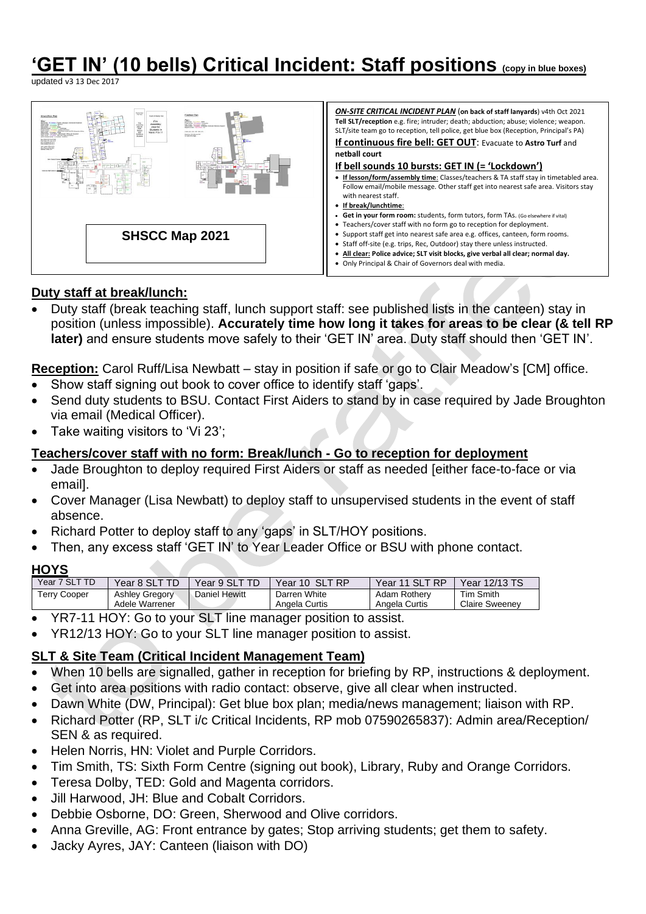# 'GET IN' (10 bells) Critical Incident: Staff positions (copy in blue boxes)

updated v3 13 Dec 2017

**SHSCC Map 2021**

***ON-SITE CRITICAL INCIDENT PLAN*** (**on back of staff lanyards**) v4th Oct 2021
**Tell SLT/reception** e.g. fire; intruder; death; abduction; abuse; violence; weapon. SLT/site team go to reception, tell police, get blue box (Reception, Principal's PA)

**If continuous fire bell: GET OUT**: Evacuate to **Astro Turf** and **netball court**

**If bell sounds 10 bursts: GET IN (= 'Lockdown')**

- **If lesson/form/assembly time**: Classes/teachers & TA staff stay in timetabled area. Follow email/mobile message. Other staff get into nearest safe area. Visitors stay with nearest staff.
- **If break/lunchtime**:
- **Get in your form room:** students, form tutors, form TAs. (Go elsewhere if vital)
- Teachers/cover staff with no form go to reception for deployment.
- Support staff get into nearest safe area e.g. offices, canteen, form rooms.
- Staff off-site (e.g. trips, Rec, Outdoor) stay there unless instructed.
- **All clear: Police advice; SLT visit blocks, give verbal all clear; normal day.**
- Only Principal & Chair of Governors deal with media.

## Duty staff at break/lunch:

- Duty staff (break teaching staff, lunch support staff: see published lists in the canteen) stay in position (unless impossible). **Accurately time how long it takes for areas to be clear (& tell RP later)** and ensure students move safely to their 'GET IN' area. Duty staff should then 'GET IN'.

**Reception:** Carol Ruff/Lisa Newbatt – stay in position if safe or go to Clair Meadow's [CM] office.

- Show staff signing out book to cover office to identify staff 'gaps'.
- Send duty students to BSU. Contact First Aiders to stand by in case required by Jade Broughton via email (Medical Officer).
- Take waiting visitors to 'Vi 23';

## Teachers/cover staff with no form: Break/lunch - Go to reception for deployment

- Jade Broughton to deploy required First Aiders or staff as needed [either face-to-face or via email].
- Cover Manager (Lisa Newbatt) to deploy staff to unsupervised students in the event of staff absence.
- Richard Potter to deploy staff to any 'gaps' in SLT/HOY positions.
- Then, any excess staff 'GET IN' to Year Leader Office or BSU with phone contact.

## HOYS

| Year 7 SLT TD | Year 8 SLT TD | Year 9 SLT TD | Year 10 SLT RP | Year 11 SLT RP | Year 12/13 TS |
|---|---|---|---|---|---|
| Terry Cooper | Ashley Gregory<br>Adele Warrener | Daniel Hewitt | Darren White<br>Angela Curtis | Adam Rothery<br>Angela Curtis | Tim Smith<br>Claire Sweeney |

- YR7-11 HOY: Go to your SLT line manager position to assist.
- YR12/13 HOY: Go to your SLT line manager position to assist.

## SLT & Site Team (Critical Incident Management Team)

- When 10 bells are signalled, gather in reception for briefing by RP, instructions & deployment.
- Get into area positions with radio contact: observe, give all clear when instructed.
- Dawn White (DW, Principal): Get blue box plan; media/news management; liaison with RP.
- Richard Potter (RP, SLT i/c Critical Incidents, RP mob 07590265837): Admin area/Reception/ SEN & as required.
- Helen Norris, HN: Violet and Purple Corridors.
- Tim Smith, TS: Sixth Form Centre (signing out book), Library, Ruby and Orange Corridors.
- Teresa Dolby, TED: Gold and Magenta corridors.
- Jill Harwood, JH: Blue and Cobalt Corridors.
- Debbie Osborne, DO: Green, Sherwood and Olive corridors.
- Anna Greville, AG: Front entrance by gates; Stop arriving students; get them to safety.
- Jacky Ayres, JAY: Canteen (liaison with DO)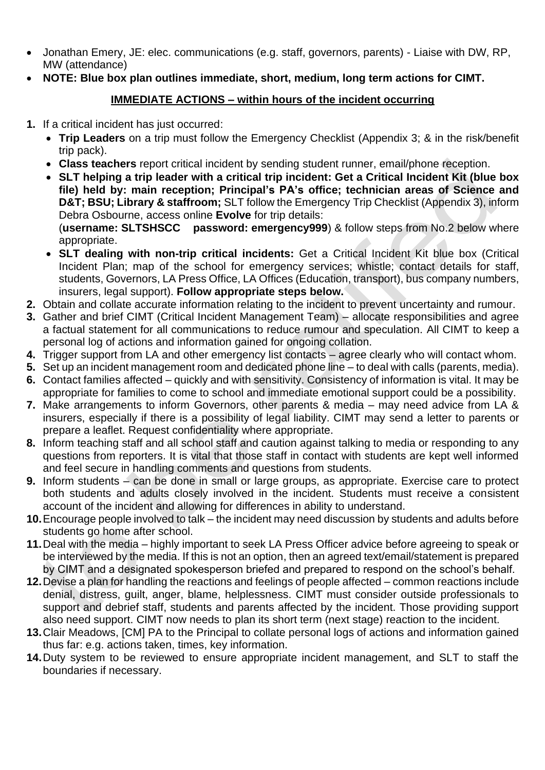- Jonathan Emery, JE: elec. communications (e.g. staff, governors, parents) - Liaise with DW, RP, MW (attendance)
- **NOTE: Blue box plan outlines immediate, short, medium, long term actions for CIMT.**

## IMMEDIATE ACTIONS – within hours of the incident occurring

1. If a critical incident has just occurred:
   - **Trip Leaders** on a trip must follow the Emergency Checklist (Appendix 3; & in the risk/benefit trip pack).
   - **Class teachers** report critical incident by sending student runner, email/phone reception.
   - **SLT helping a trip leader with a critical trip incident: Get a Critical Incident Kit (blue box file) held by: main reception; Principal's PA's office; technician areas of Science and D&T; BSU; Library & staffroom;** SLT follow the Emergency Trip Checklist (Appendix 3), inform Debra Osbourne, access online **Evolve** for trip details: (**username: SLTSHSCC password: emergency999**) & follow steps from No.2 below where appropriate.
   - **SLT dealing with non-trip critical incidents:** Get a Critical Incident Kit blue box (Critical Incident Plan; map of the school for emergency services; whistle; contact details for staff, students, Governors, LA Press Office, LA Offices (Education, transport), bus company numbers, insurers, legal support). **Follow appropriate steps below.**
2. Obtain and collate accurate information relating to the incident to prevent uncertainty and rumour.
3. Gather and brief CIMT (Critical Incident Management Team) – allocate responsibilities and agree a factual statement for all communications to reduce rumour and speculation. All CIMT to keep a personal log of actions and information gained for ongoing collation.
4. Trigger support from LA and other emergency list contacts – agree clearly who will contact whom.
5. Set up an incident management room and dedicated phone line – to deal with calls (parents, media).
6. Contact families affected – quickly and with sensitivity. Consistency of information is vital. It may be appropriate for families to come to school and immediate emotional support could be a possibility.
7. Make arrangements to inform Governors, other parents & media – may need advice from LA & insurers, especially if there is a possibility of legal liability. CIMT may send a letter to parents or prepare a leaflet. Request confidentiality where appropriate.
8. Inform teaching staff and all school staff and caution against talking to media or responding to any questions from reporters. It is vital that those staff in contact with students are kept well informed and feel secure in handling comments and questions from students.
9. Inform students – can be done in small or large groups, as appropriate. Exercise care to protect both students and adults closely involved in the incident. Students must receive a consistent account of the incident and allowing for differences in ability to understand.
10. Encourage people involved to talk – the incident may need discussion by students and adults before students go home after school.
11. Deal with the media – highly important to seek LA Press Officer advice before agreeing to speak or be interviewed by the media. If this is not an option, then an agreed text/email/statement is prepared by CIMT and a designated spokesperson briefed and prepared to respond on the school's behalf.
12. Devise a plan for handling the reactions and feelings of people affected – common reactions include denial, distress, guilt, anger, blame, helplessness. CIMT must consider outside professionals to support and debrief staff, students and parents affected by the incident. Those providing support also need support. CIMT now needs to plan its short term (next stage) reaction to the incident.
13. Clair Meadows, [CM] PA to the Principal to collate personal logs of actions and information gained thus far: e.g. actions taken, times, key information.
14. Duty system to be reviewed to ensure appropriate incident management, and SLT to staff the boundaries if necessary.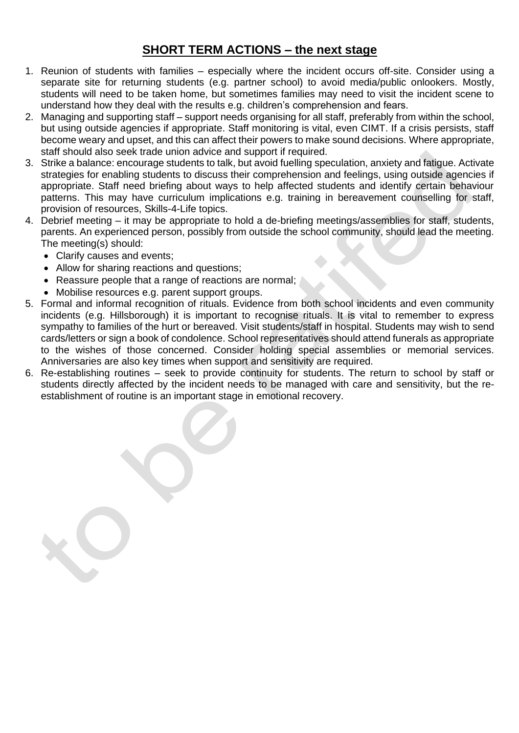## SHORT TERM ACTIONS – the next stage

1. Reunion of students with families – especially where the incident occurs off-site. Consider using a separate site for returning students (e.g. partner school) to avoid media/public onlookers. Mostly, students will need to be taken home, but sometimes families may need to visit the incident scene to understand how they deal with the results e.g. children's comprehension and fears.
2. Managing and supporting staff – support needs organising for all staff, preferably from within the school, but using outside agencies if appropriate. Staff monitoring is vital, even CIMT. If a crisis persists, staff become weary and upset, and this can affect their powers to make sound decisions. Where appropriate, staff should also seek trade union advice and support if required.
3. Strike a balance: encourage students to talk, but avoid fuelling speculation, anxiety and fatigue. Activate strategies for enabling students to discuss their comprehension and feelings, using outside agencies if appropriate. Staff need briefing about ways to help affected students and identify certain behaviour patterns. This may have curriculum implications e.g. training in bereavement counselling for staff, provision of resources, Skills-4-Life topics.
4. Debrief meeting – it may be appropriate to hold a de-briefing meetings/assemblies for staff, students, parents. An experienced person, possibly from outside the school community, should lead the meeting. The meeting(s) should:
   - Clarify causes and events;
   - Allow for sharing reactions and questions;
   - Reassure people that a range of reactions are normal;
   - Mobilise resources e.g. parent support groups.
5. Formal and informal recognition of rituals. Evidence from both school incidents and even community incidents (e.g. Hillsborough) it is important to recognise rituals. It is vital to remember to express sympathy to families of the hurt or bereaved. Visit students/staff in hospital. Students may wish to send cards/letters or sign a book of condolence. School representatives should attend funerals as appropriate to the wishes of those concerned. Consider holding special assemblies or memorial services. Anniversaries are also key times when support and sensitivity are required.
6. Re-establishing routines – seek to provide continuity for students. The return to school by staff or students directly affected by the incident needs to be managed with care and sensitivity, but the re-establishment of routine is an important stage in emotional recovery.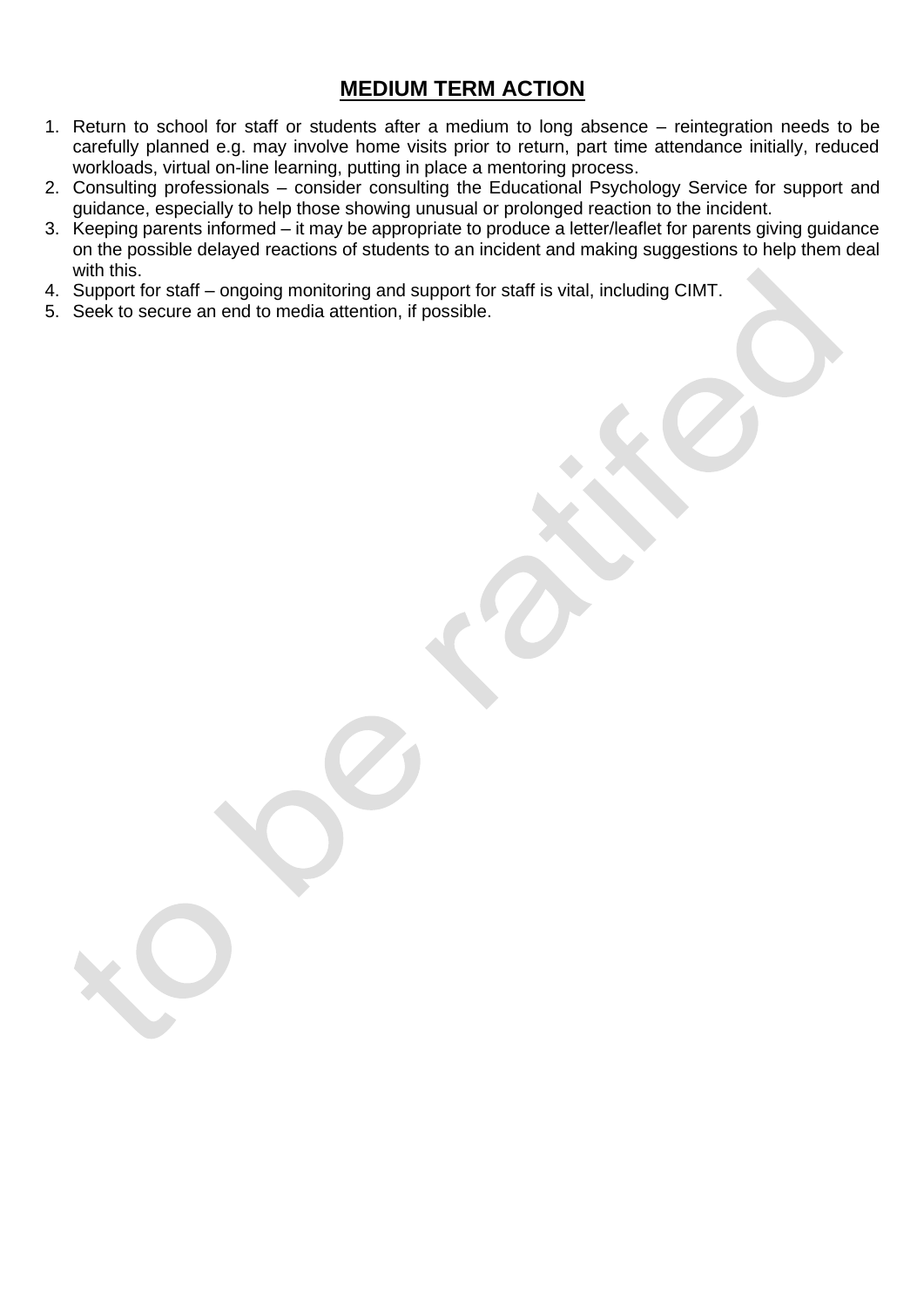## MEDIUM TERM ACTION

1. Return to school for staff or students after a medium to long absence – reintegration needs to be carefully planned e.g. may involve home visits prior to return, part time attendance initially, reduced workloads, virtual on-line learning, putting in place a mentoring process.
2. Consulting professionals – consider consulting the Educational Psychology Service for support and guidance, especially to help those showing unusual or prolonged reaction to the incident.
3. Keeping parents informed – it may be appropriate to produce a letter/leaflet for parents giving guidance on the possible delayed reactions of students to an incident and making suggestions to help them deal with this.
4. Support for staff – ongoing monitoring and support for staff is vital, including CIMT.
5. Seek to secure an end to media attention, if possible.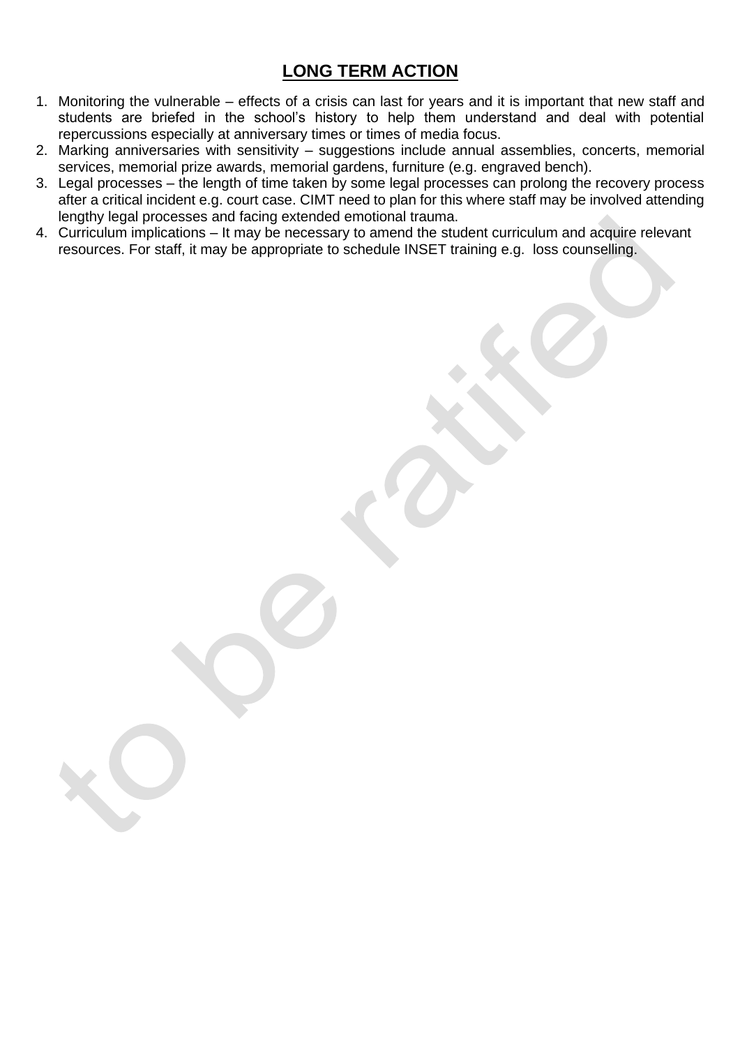## LONG TERM ACTION

1. Monitoring the vulnerable – effects of a crisis can last for years and it is important that new staff and students are briefed in the school's history to help them understand and deal with potential repercussions especially at anniversary times or times of media focus.
2. Marking anniversaries with sensitivity – suggestions include annual assemblies, concerts, memorial services, memorial prize awards, memorial gardens, furniture (e.g. engraved bench).
3. Legal processes – the length of time taken by some legal processes can prolong the recovery process after a critical incident e.g. court case. CIMT need to plan for this where staff may be involved attending lengthy legal processes and facing extended emotional trauma.
4. Curriculum implications – It may be necessary to amend the student curriculum and acquire relevant resources. For staff, it may be appropriate to schedule INSET training e.g. loss counselling.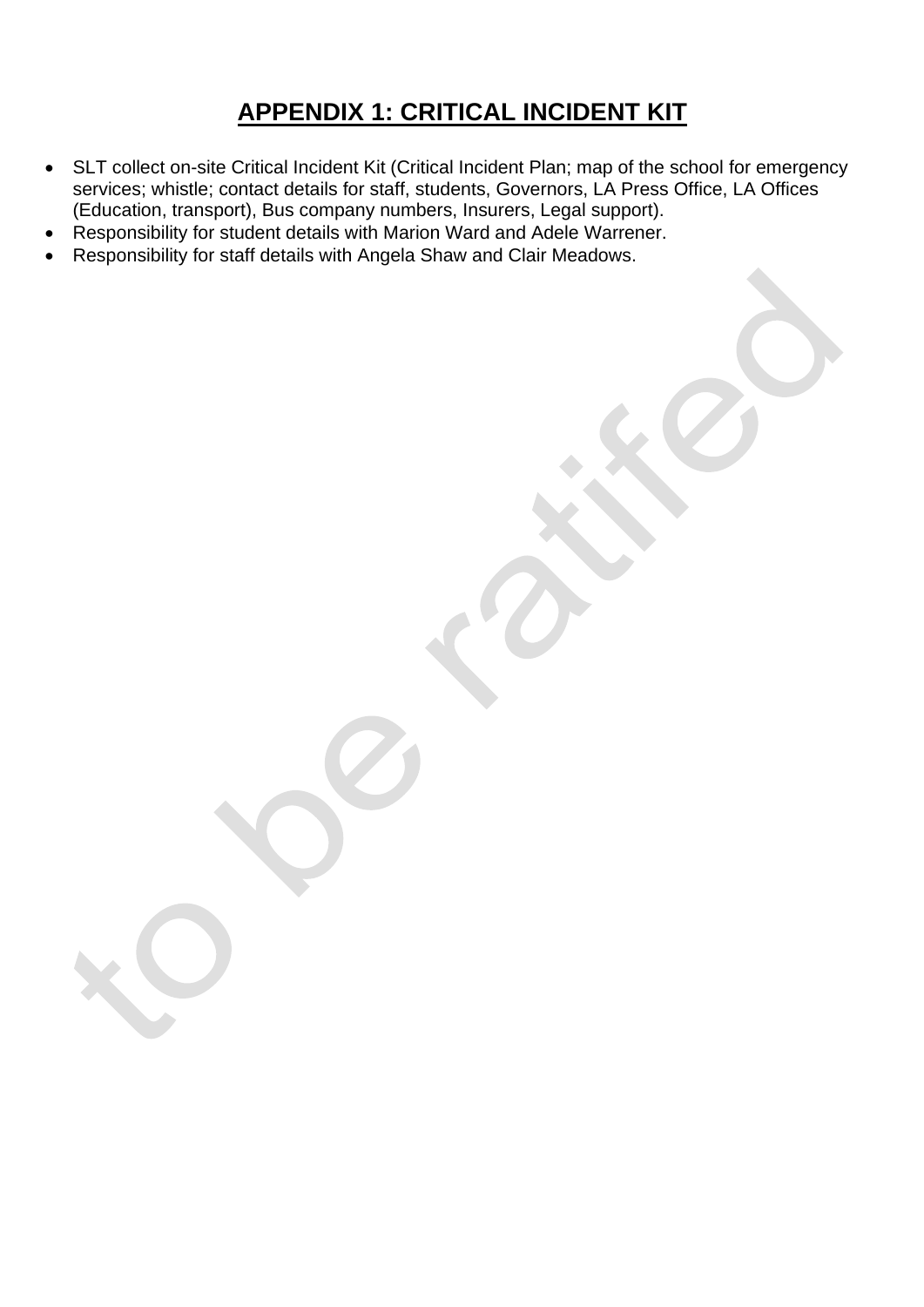# APPENDIX 1: CRITICAL INCIDENT KIT

- SLT collect on-site Critical Incident Kit (Critical Incident Plan; map of the school for emergency services; whistle; contact details for staff, students, Governors, LA Press Office, LA Offices (Education, transport), Bus company numbers, Insurers, Legal support).
- Responsibility for student details with Marion Ward and Adele Warrener.
- Responsibility for staff details with Angela Shaw and Clair Meadows.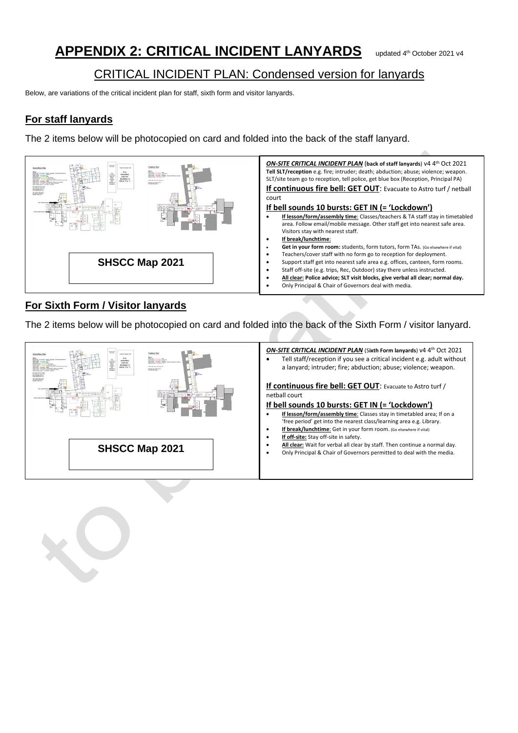# APPENDIX 2: CRITICAL INCIDENT LANYARDS

updated 4th October 2021 v4

## CRITICAL INCIDENT PLAN: Condensed version for lanyards

Below, are variations of the critical incident plan for staff, sixth form and visitor lanyards.

### For staff lanyards

The 2 items below will be photocopied on card and folded into the back of the staff lanyard.

**SHSCC Map 2021**

***ON-SITE CRITICAL INCIDENT PLAN*** (**back of staff lanyards**) v4 4th Oct 2021

**Tell SLT/reception** e.g. fire; intruder; death; abduction; abuse; violence; weapon. SLT/site team go to reception, tell police, get blue box (Reception, Principal PA)

**If continuous fire bell: GET OUT**: Evacuate to Astro turf / netball court

**If bell sounds 10 bursts: GET IN (= 'Lockdown')**

- **If lesson/form/assembly time**: Classes/teachers & TA staff stay in timetabled area. Follow email/mobile message. Other staff get into nearest safe area. Visitors stay with nearest staff.
- **If break/lunchtime**:
- **Get in your form room:** students, form tutors, form TAs. (Go elsewhere if vital)
- Teachers/cover staff with no form go to reception for deployment.
- Support staff get into nearest safe area e.g. offices, canteen, form rooms.
- Staff off-site (e.g. trips, Rec, Outdoor) stay there unless instructed.
- **All clear: Police advice; SLT visit blocks, give verbal all clear; normal day.**
- Only Principal & Chair of Governors deal with media.

### For Sixth Form / Visitor lanyards

The 2 items below will be photocopied on card and folded into the back of the Sixth Form / visitor lanyard.

**SHSCC Map 2021**

***ON-SITE CRITICAL INCIDENT PLAN*** (**Sixth Form lanyards**) v4 4th Oct 2021

- Tell staff/reception if you see a critical incident e.g. adult without a lanyard; intruder; fire; abduction; abuse; violence; weapon.

**If continuous fire bell: GET OUT**: Evacuate to Astro turf / netball court

**If bell sounds 10 bursts: GET IN (= 'Lockdown')**

- **If lesson/form/assembly time**: Classes stay in timetabled area; If on a 'free period' get into the nearest class/learning area e.g. Library.
- **If break/lunchtime**: Get in your form room. (Go elsewhere if vital)
- **If off-site:** Stay off-site in safety.
- **All clear:** Wait for verbal all clear by staff. Then continue a normal day.
- Only Principal & Chair of Governors permitted to deal with the media.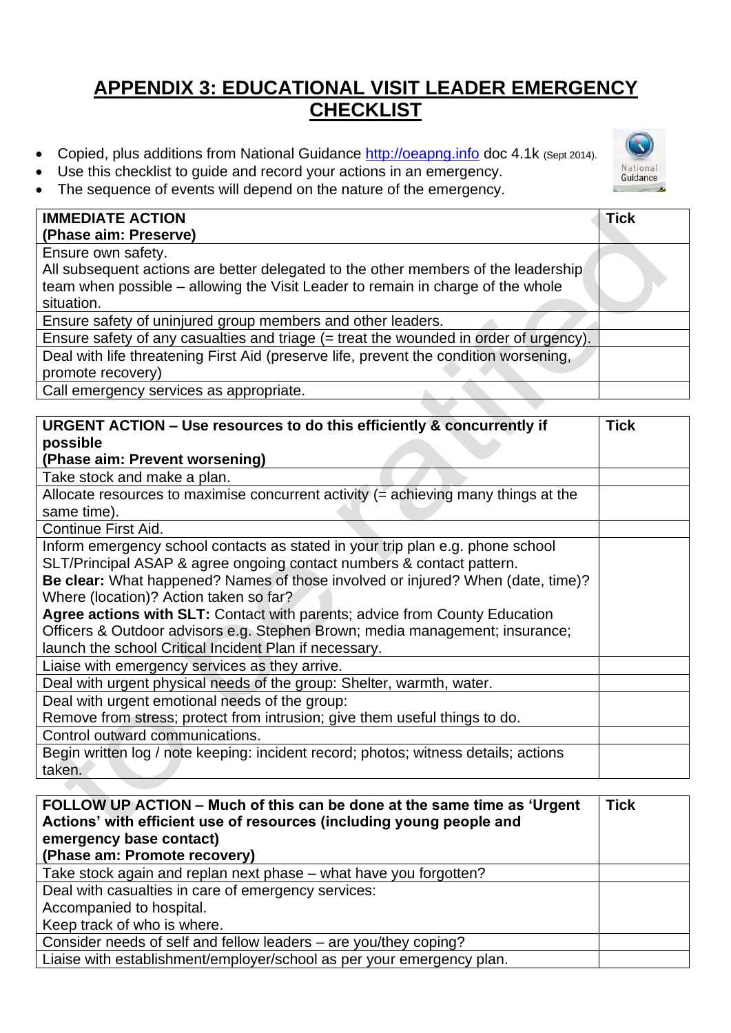# APPENDIX 3: EDUCATIONAL VISIT LEADER EMERGENCY CHECKLIST

- Copied, plus additions from National Guidance http://oeapng.info doc 4.1k (Sept 2014).
- Use this checklist to guide and record your actions in an emergency.
- The sequence of events will depend on the nature of the emergency.

| **IMMEDIATE ACTION**<br>**(Phase aim: Preserve)** | **Tick** |
|---|---|
| Ensure own safety.<br>All subsequent actions are better delegated to the other members of the leadership team when possible – allowing the Visit Leader to remain in charge of the whole situation. | |
| Ensure safety of uninjured group members and other leaders. | |
| Ensure safety of any casualties and triage (= treat the wounded in order of urgency). | |
| Deal with life threatening First Aid (preserve life, prevent the condition worsening, promote recovery) | |
| Call emergency services as appropriate. | |

| **URGENT ACTION – Use resources to do this efficiently & concurrently if possible**<br>**(Phase aim: Prevent worsening)** | **Tick** |
|---|---|
| Take stock and make a plan. | |
| Allocate resources to maximise concurrent activity (= achieving many things at the same time). | |
| Continue First Aid. | |
| Inform emergency school contacts as stated in your trip plan e.g. phone school SLT/Principal ASAP & agree ongoing contact numbers & contact pattern.<br>**Be clear:** What happened? Names of those involved or injured? When (date, time)? Where (location)? Action taken so far?<br>**Agree actions with SLT:** Contact with parents; advice from County Education Officers & Outdoor advisors e.g. Stephen Brown; media management; insurance; launch the school Critical Incident Plan if necessary. | |
| Liaise with emergency services as they arrive. | |
| Deal with urgent physical needs of the group: Shelter, warmth, water. | |
| Deal with urgent emotional needs of the group:<br>Remove from stress; protect from intrusion; give them useful things to do. | |
| Control outward communications. | |
| Begin written log / note keeping: incident record; photos; witness details; actions taken. | |

| **FOLLOW UP ACTION – Much of this can be done at the same time as 'Urgent Actions' with efficient use of resources (including young people and emergency base contact)**<br>**(Phase am: Promote recovery)** | **Tick** |
|---|---|
| Take stock again and replan next phase – what have you forgotten? | |
| Deal with casualties in care of emergency services:<br>Accompanied to hospital.<br>Keep track of who is where. | |
| Consider needs of self and fellow leaders – are you/they coping? | |
| Liaise with establishment/employer/school as per your emergency plan. | |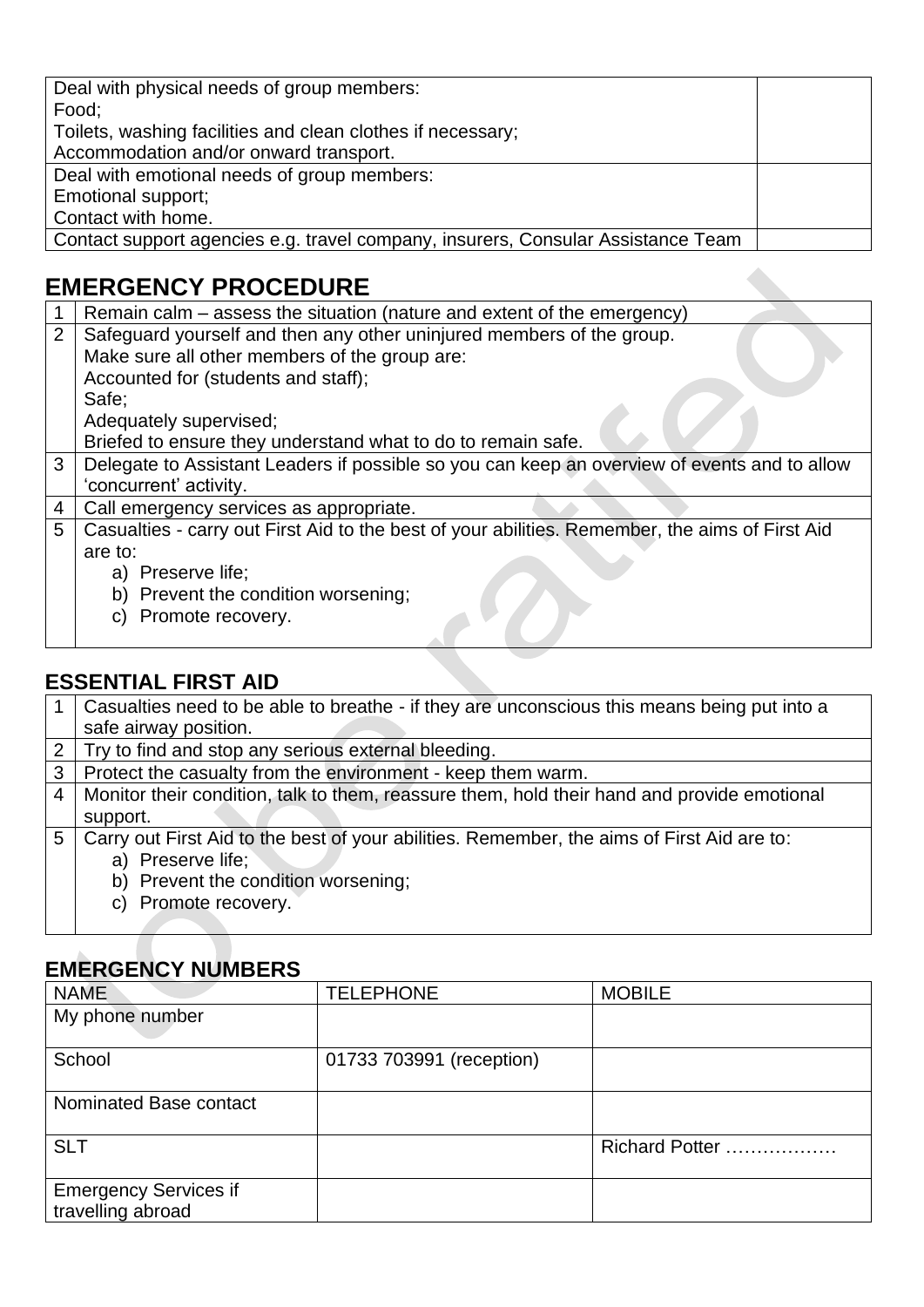| Deal with physical needs of group members:<br>Food;<br>Toilets, washing facilities and clean clothes if necessary;<br>Accommodation and/or onward transport. | |
|---|---|
| Deal with emotional needs of group members:<br>Emotional support;<br>Contact with home. | |
| Contact support agencies e.g. travel company, insurers, Consular Assistance Team | |

## EMERGENCY PROCEDURE

| | |
|---|---|
| 1 | Remain calm – assess the situation (nature and extent of the emergency) |
| 2 | Safeguard yourself and then any other uninjured members of the group.<br>Make sure all other members of the group are:<br>Accounted for (students and staff);<br>Safe;<br>Adequately supervised;<br>Briefed to ensure they understand what to do to remain safe. |
| 3 | Delegate to Assistant Leaders if possible so you can keep an overview of events and to allow 'concurrent' activity. |
| 4 | Call emergency services as appropriate. |
| 5 | Casualties - carry out First Aid to the best of your abilities. Remember, the aims of First Aid are to:<br>a) Preserve life;<br>b) Prevent the condition worsening;<br>c) Promote recovery. |

## ESSENTIAL FIRST AID

| | |
|---|---|
| 1 | Casualties need to be able to breathe - if they are unconscious this means being put into a safe airway position. |
| 2 | Try to find and stop any serious external bleeding. |
| 3 | Protect the casualty from the environment - keep them warm. |
| 4 | Monitor their condition, talk to them, reassure them, hold their hand and provide emotional support. |
| 5 | Carry out First Aid to the best of your abilities. Remember, the aims of First Aid are to:<br>a) Preserve life;<br>b) Prevent the condition worsening;<br>c) Promote recovery. |

## EMERGENCY NUMBERS

| NAME | TELEPHONE | MOBILE |
|---|---|---|
| My phone number | | |
| School | 01733 703991 (reception) | |
| Nominated Base contact | | |
| SLT | | Richard Potter ……………… |
| Emergency Services if travelling abroad | | |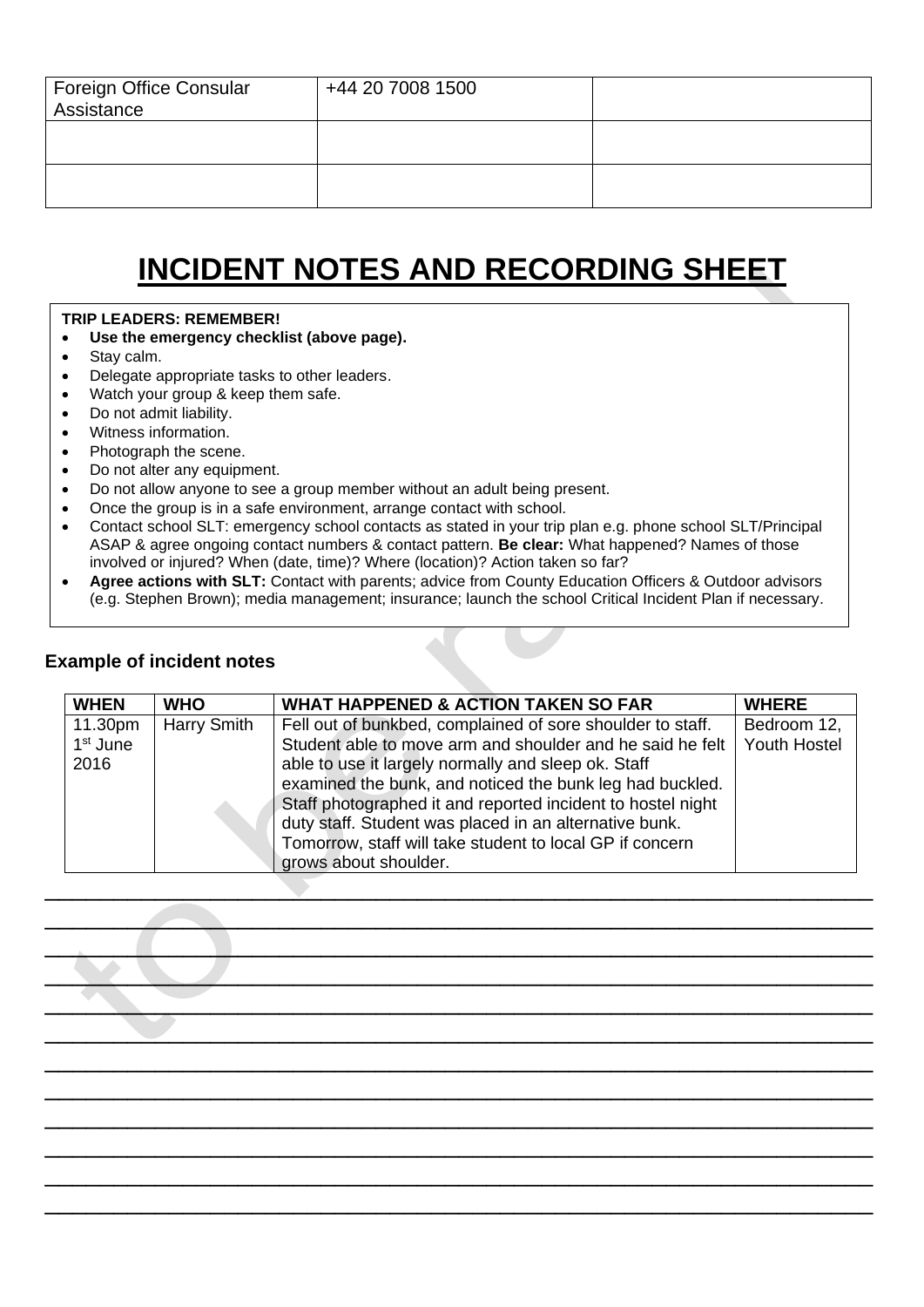| Foreign Office Consular Assistance | +44 20 7008 1500 | |
| --- | --- | --- |
| | | |
| | | |

# INCIDENT NOTES AND RECORDING SHEET

**TRIP LEADERS: REMEMBER!**

- **Use the emergency checklist (above page).**
- Stay calm.
- Delegate appropriate tasks to other leaders.
- Watch your group & keep them safe.
- Do not admit liability.
- Witness information.
- Photograph the scene.
- Do not alter any equipment.
- Do not allow anyone to see a group member without an adult being present.
- Once the group is in a safe environment, arrange contact with school.
- Contact school SLT: emergency school contacts as stated in your trip plan e.g. phone school SLT/Principal ASAP & agree ongoing contact numbers & contact pattern. **Be clear:** What happened? Names of those involved or injured? When (date, time)? Where (location)? Action taken so far?
- **Agree actions with SLT:** Contact with parents; advice from County Education Officers & Outdoor advisors (e.g. Stephen Brown); media management; insurance; launch the school Critical Incident Plan if necessary.

### Example of incident notes

| WHEN | WHO | WHAT HAPPENED & ACTION TAKEN SO FAR | WHERE |
| --- | --- | --- | --- |
| 11.30pm 1st June 2016 | Harry Smith | Fell out of bunkbed, complained of sore shoulder to staff. Student able to move arm and shoulder and he said he felt able to use it largely normally and sleep ok. Staff examined the bunk, and noticed the bunk leg had buckled. Staff photographed it and reported incident to hostel night duty staff. Student was placed in an alternative bunk. Tomorrow, staff will take student to local GP if concern grows about shoulder. | Bedroom 12, Youth Hostel |

________________________________________________________________________________

________________________________________________________________________________

________________________________________________________________________________

________________________________________________________________________________

________________________________________________________________________________

________________________________________________________________________________

________________________________________________________________________________

________________________________________________________________________________

________________________________________________________________________________

________________________________________________________________________________

________________________________________________________________________________

________________________________________________________________________________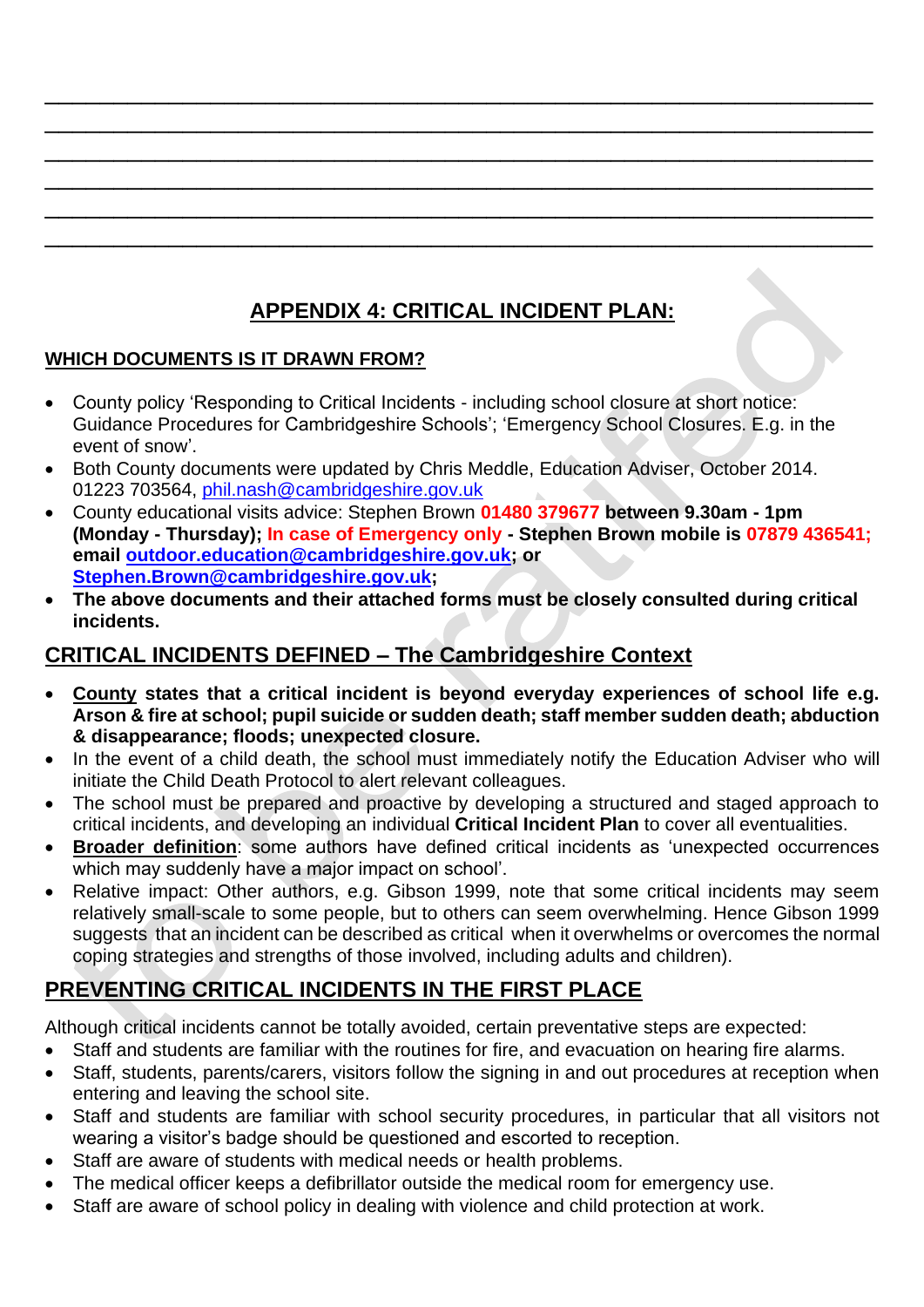\_\_\_\_\_\_\_\_\_\_\_\_\_\_\_\_\_\_\_\_\_\_\_\_\_\_\_\_\_\_\_\_\_\_\_\_\_\_\_\_\_\_\_\_\_\_\_\_\_\_\_\_\_\_\_\_\_\_\_\_\_\_\_\_\_\_\_\_\_\_\_\_

\_\_\_\_\_\_\_\_\_\_\_\_\_\_\_\_\_\_\_\_\_\_\_\_\_\_\_\_\_\_\_\_\_\_\_\_\_\_\_\_\_\_\_\_\_\_\_\_\_\_\_\_\_\_\_\_\_\_\_\_\_\_\_\_\_\_\_\_\_\_\_\_

\_\_\_\_\_\_\_\_\_\_\_\_\_\_\_\_\_\_\_\_\_\_\_\_\_\_\_\_\_\_\_\_\_\_\_\_\_\_\_\_\_\_\_\_\_\_\_\_\_\_\_\_\_\_\_\_\_\_\_\_\_\_\_\_\_\_\_\_\_\_\_\_

\_\_\_\_\_\_\_\_\_\_\_\_\_\_\_\_\_\_\_\_\_\_\_\_\_\_\_\_\_\_\_\_\_\_\_\_\_\_\_\_\_\_\_\_\_\_\_\_\_\_\_\_\_\_\_\_\_\_\_\_\_\_\_\_\_\_\_\_\_\_\_\_

\_\_\_\_\_\_\_\_\_\_\_\_\_\_\_\_\_\_\_\_\_\_\_\_\_\_\_\_\_\_\_\_\_\_\_\_\_\_\_\_\_\_\_\_\_\_\_\_\_\_\_\_\_\_\_\_\_\_\_\_\_\_\_\_\_\_\_\_\_\_\_\_

\_\_\_\_\_\_\_\_\_\_\_\_\_\_\_\_\_\_\_\_\_\_\_\_\_\_\_\_\_\_\_\_\_\_\_\_\_\_\_\_\_\_\_\_\_\_\_\_\_\_\_\_\_\_\_\_\_\_\_\_\_\_\_\_\_\_\_\_\_\_\_\_

# APPENDIX 4: CRITICAL INCIDENT PLAN:

## WHICH DOCUMENTS IS IT DRAWN FROM?

- County policy 'Responding to Critical Incidents - including school closure at short notice: Guidance Procedures for Cambridgeshire Schools'; 'Emergency School Closures. E.g. in the event of snow'.
- Both County documents were updated by Chris Meddle, Education Adviser, October 2014. 01223 703564, phil.nash@cambridgeshire.gov.uk
- County educational visits advice: Stephen Brown **01480 379677 between 9.30am - 1pm (Monday - Thursday); In case of Emergency only - Stephen Brown mobile is 07879 436541; email outdoor.education@cambridgeshire.gov.uk; or Stephen.Brown@cambridgeshire.gov.uk;**
- **The above documents and their attached forms must be closely consulted during critical incidents.**

## CRITICAL INCIDENTS DEFINED – The Cambridgeshire Context

- **County states that a critical incident is beyond everyday experiences of school life e.g. Arson & fire at school; pupil suicide or sudden death; staff member sudden death; abduction & disappearance; floods; unexpected closure.**
- In the event of a child death, the school must immediately notify the Education Adviser who will initiate the Child Death Protocol to alert relevant colleagues.
- The school must be prepared and proactive by developing a structured and staged approach to critical incidents, and developing an individual **Critical Incident Plan** to cover all eventualities.
- **Broader definition**: some authors have defined critical incidents as 'unexpected occurrences which may suddenly have a major impact on school'.
- Relative impact: Other authors, e.g. Gibson 1999, note that some critical incidents may seem relatively small-scale to some people, but to others can seem overwhelming. Hence Gibson 1999 suggests that an incident can be described as critical when it overwhelms or overcomes the normal coping strategies and strengths of those involved, including adults and children).

## PREVENTING CRITICAL INCIDENTS IN THE FIRST PLACE

Although critical incidents cannot be totally avoided, certain preventative steps are expected:

- Staff and students are familiar with the routines for fire, and evacuation on hearing fire alarms.
- Staff, students, parents/carers, visitors follow the signing in and out procedures at reception when entering and leaving the school site.
- Staff and students are familiar with school security procedures, in particular that all visitors not wearing a visitor's badge should be questioned and escorted to reception.
- Staff are aware of students with medical needs or health problems.
- The medical officer keeps a defibrillator outside the medical room for emergency use.
- Staff are aware of school policy in dealing with violence and child protection at work.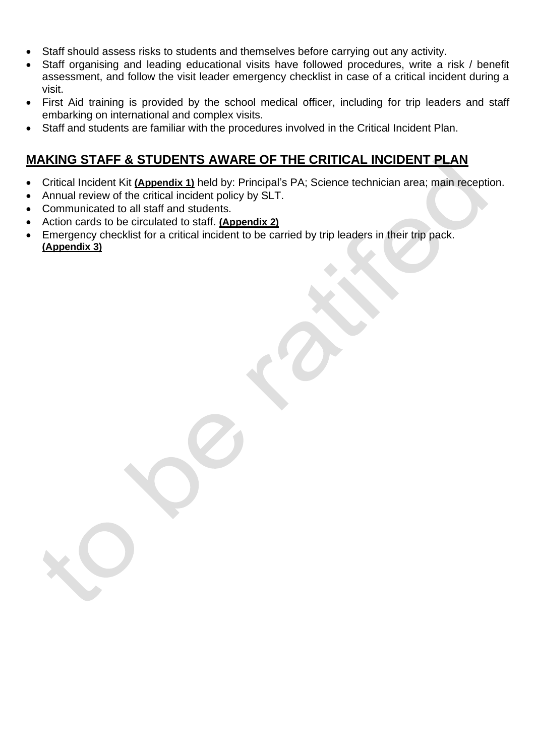- Staff should assess risks to students and themselves before carrying out any activity.
- Staff organising and leading educational visits have followed procedures, write a risk / benefit assessment, and follow the visit leader emergency checklist in case of a critical incident during a visit.
- First Aid training is provided by the school medical officer, including for trip leaders and staff embarking on international and complex visits.
- Staff and students are familiar with the procedures involved in the Critical Incident Plan.

## MAKING STAFF & STUDENTS AWARE OF THE CRITICAL INCIDENT PLAN

- Critical Incident Kit **(Appendix 1)** held by: Principal's PA; Science technician area; main reception.
- Annual review of the critical incident policy by SLT.
- Communicated to all staff and students.
- Action cards to be circulated to staff. **(Appendix 2)**
- Emergency checklist for a critical incident to be carried by trip leaders in their trip pack. **(Appendix 3)**

to be ratified